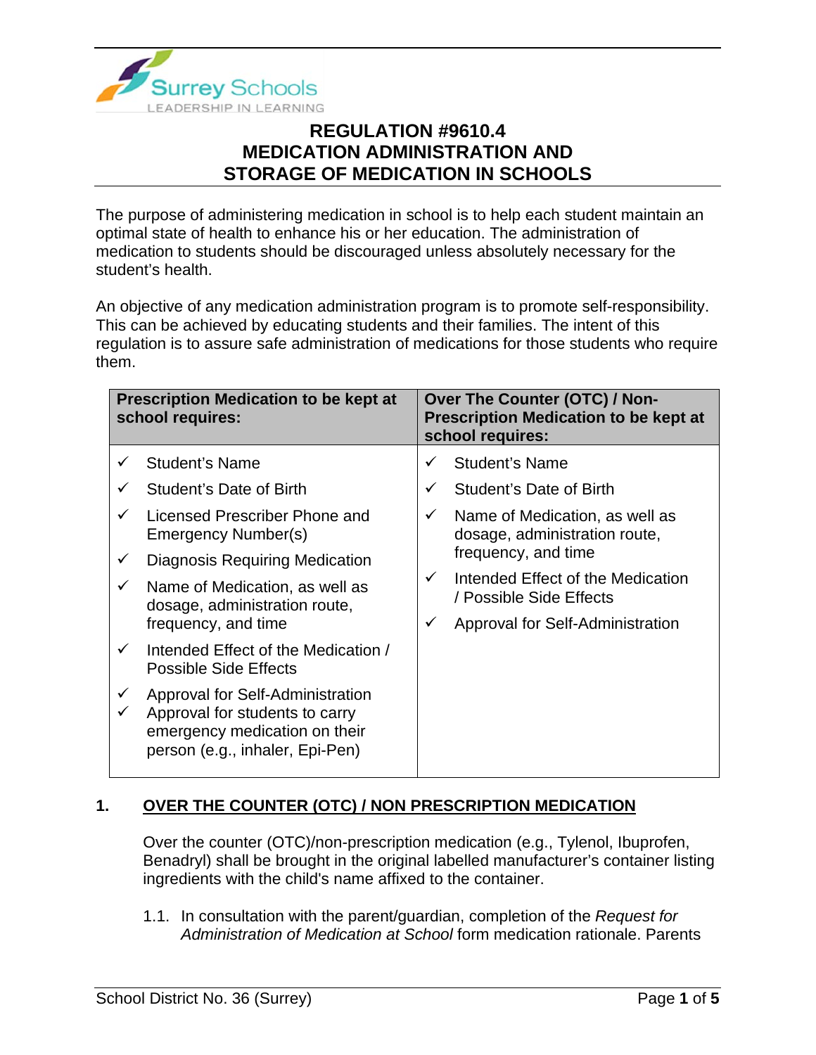# REGULATION #9610.4
# MEDICATION ADMINISTRATION AND STORAGE OF MEDICATION IN SCHOOLS

The purpose of administering medication in school is to help each student maintain an optimal state of health to enhance his or her education. The administration of medication to students should be discouraged unless absolutely necessary for the student's health.

An objective of any medication administration program is to promote self-responsibility. This can be achieved by educating students and their families. The intent of this regulation is to assure safe administration of medications for those students who require them.

| Prescription Medication to be kept at school requires: | Over The Counter (OTC) / Non-Prescription Medication to be kept at school requires: |
| --- | --- |
| ✓ Student's Name<br>✓ Student's Date of Birth<br>✓ Licensed Prescriber Phone and Emergency Number(s)<br>✓ Diagnosis Requiring Medication<br>✓ Name of Medication, as well as dosage, administration route, frequency, and time<br>✓ Intended Effect of the Medication / Possible Side Effects<br>✓ Approval for Self-Administration<br>✓ Approval for students to carry emergency medication on their person (e.g., inhaler, Epi-Pen) | ✓ Student's Name<br>✓ Student's Date of Birth<br>✓ Name of Medication, as well as dosage, administration route, frequency, and time<br>✓ Intended Effect of the Medication / Possible Side Effects<br>✓ Approval for Self-Administration |

## 1. OVER THE COUNTER (OTC) / NON PRESCRIPTION MEDICATION

Over the counter (OTC)/non-prescription medication (e.g., Tylenol, Ibuprofen, Benadryl) shall be brought in the original labelled manufacturer's container listing ingredients with the child's name affixed to the container.

1.1. In consultation with the parent/guardian, completion of the *Request for Administration of Medication at School* form medication rationale. Parents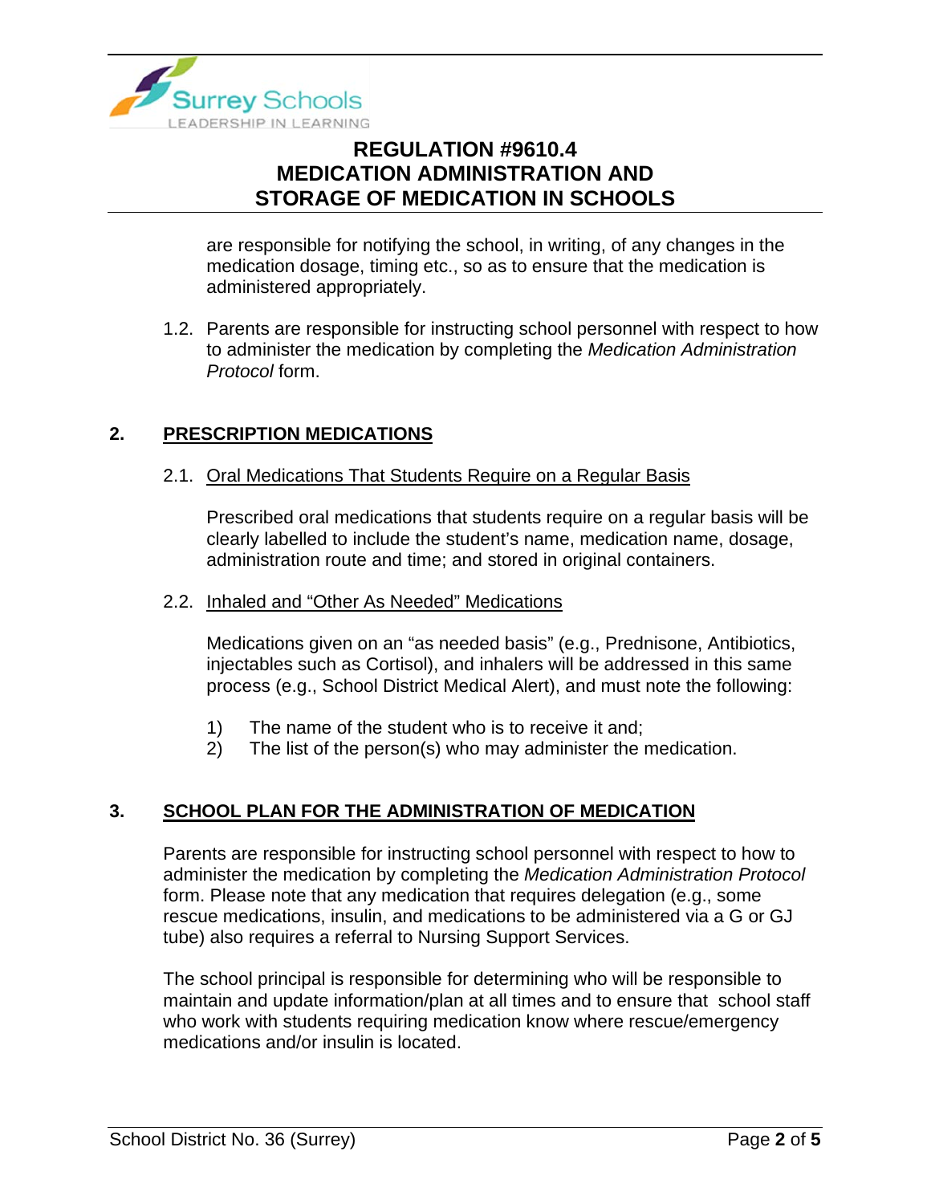are responsible for notifying the school, in writing, of any changes in the medication dosage, timing etc., so as to ensure that the medication is administered appropriately.

1.2. Parents are responsible for instructing school personnel with respect to how to administer the medication by completing the *Medication Administration Protocol* form.

## 2. PRESCRIPTION MEDICATIONS

### 2.1. Oral Medications That Students Require on a Regular Basis

Prescribed oral medications that students require on a regular basis will be clearly labelled to include the student's name, medication name, dosage, administration route and time; and stored in original containers.

### 2.2. Inhaled and "Other As Needed" Medications

Medications given on an "as needed basis" (e.g., Prednisone, Antibiotics, injectables such as Cortisol), and inhalers will be addressed in this same process (e.g., School District Medical Alert), and must note the following:

1) The name of the student who is to receive it and;
2) The list of the person(s) who may administer the medication.

## 3. SCHOOL PLAN FOR THE ADMINISTRATION OF MEDICATION

Parents are responsible for instructing school personnel with respect to how to administer the medication by completing the *Medication Administration Protocol* form. Please note that any medication that requires delegation (e.g., some rescue medications, insulin, and medications to be administered via a G or GJ tube) also requires a referral to Nursing Support Services.

The school principal is responsible for determining who will be responsible to maintain and update information/plan at all times and to ensure that school staff who work with students requiring medication know where rescue/emergency medications and/or insulin is located.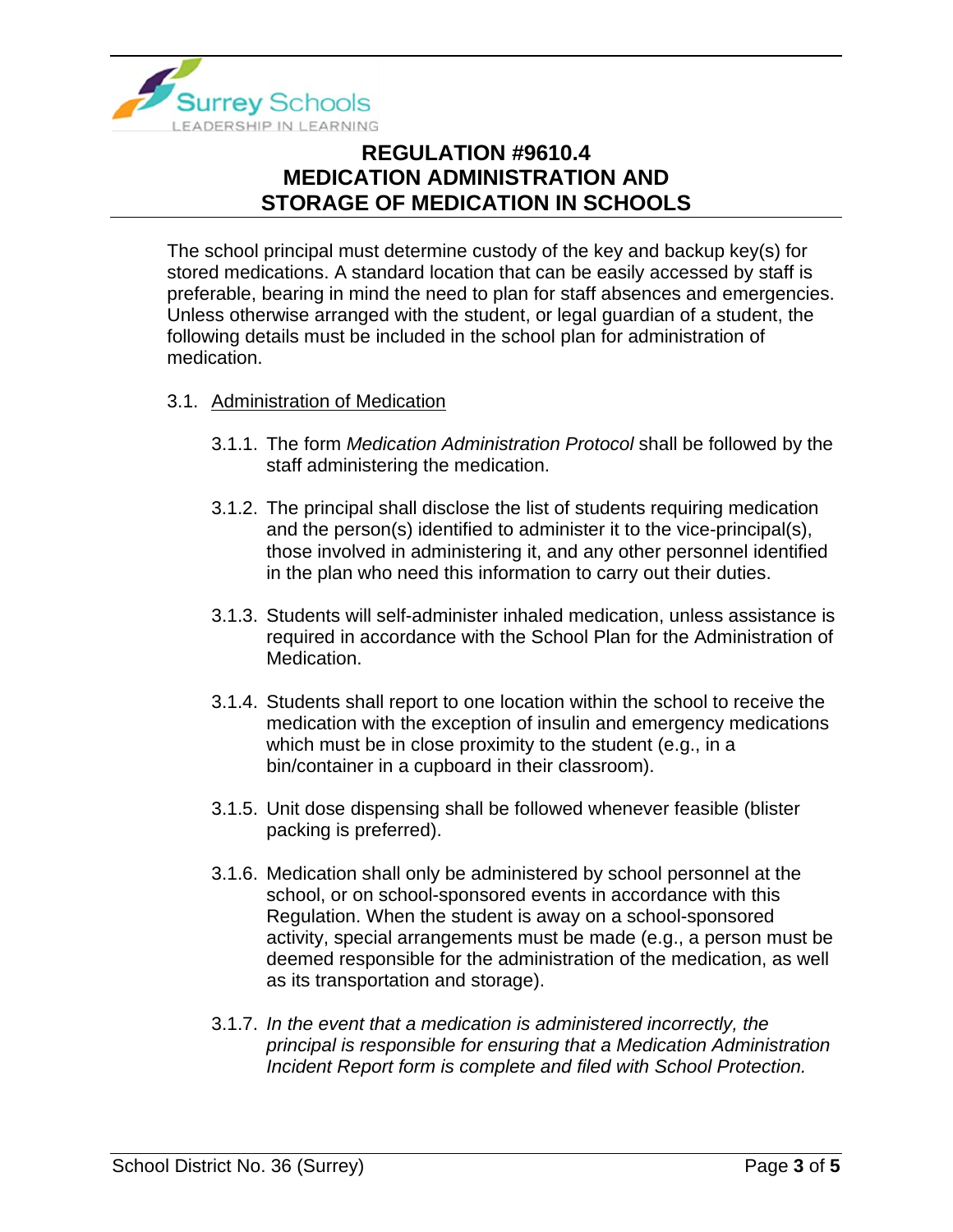The school principal must determine custody of the key and backup key(s) for stored medications. A standard location that can be easily accessed by staff is preferable, bearing in mind the need to plan for staff absences and emergencies. Unless otherwise arranged with the student, or legal guardian of a student, the following details must be included in the school plan for administration of medication.

3.1. Administration of Medication

3.1.1. The form *Medication Administration Protocol* shall be followed by the staff administering the medication.

3.1.2. The principal shall disclose the list of students requiring medication and the person(s) identified to administer it to the vice-principal(s), those involved in administering it, and any other personnel identified in the plan who need this information to carry out their duties.

3.1.3. Students will self-administer inhaled medication, unless assistance is required in accordance with the School Plan for the Administration of Medication.

3.1.4. Students shall report to one location within the school to receive the medication with the exception of insulin and emergency medications which must be in close proximity to the student (e.g., in a bin/container in a cupboard in their classroom).

3.1.5. Unit dose dispensing shall be followed whenever feasible (blister packing is preferred).

3.1.6. Medication shall only be administered by school personnel at the school, or on school-sponsored events in accordance with this Regulation. When the student is away on a school-sponsored activity, special arrangements must be made (e.g., a person must be deemed responsible for the administration of the medication, as well as its transportation and storage).

3.1.7. *In the event that a medication is administered incorrectly, the principal is responsible for ensuring that a Medication Administration Incident Report form is complete and filed with School Protection.*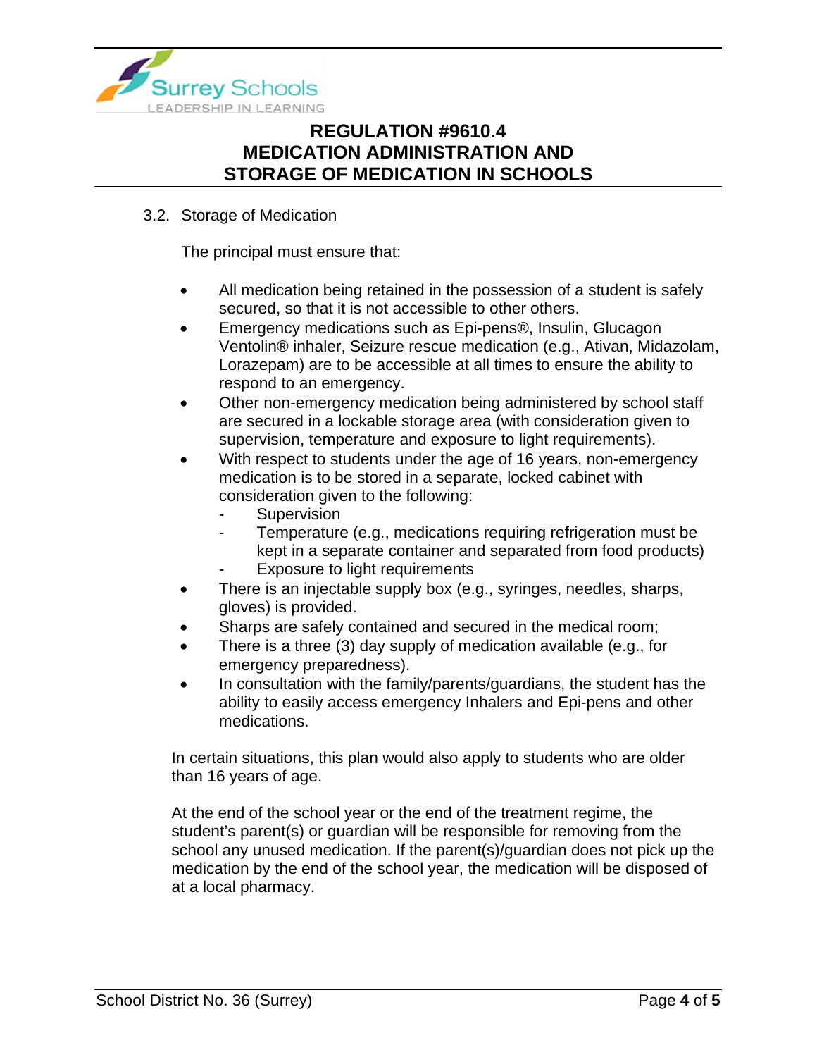### 3.2. Storage of Medication

The principal must ensure that:

- All medication being retained in the possession of a student is safely secured, so that it is not accessible to other others.
- Emergency medications such as Epi-pens®, Insulin, Glucagon Ventolin® inhaler, Seizure rescue medication (e.g., Ativan, Midazolam, Lorazepam) are to be accessible at all times to ensure the ability to respond to an emergency.
- Other non-emergency medication being administered by school staff are secured in a lockable storage area (with consideration given to supervision, temperature and exposure to light requirements).
- With respect to students under the age of 16 years, non-emergency medication is to be stored in a separate, locked cabinet with consideration given to the following:
  - Supervision
  - Temperature (e.g., medications requiring refrigeration must be kept in a separate container and separated from food products)
  - Exposure to light requirements
- There is an injectable supply box (e.g., syringes, needles, sharps, gloves) is provided.
- Sharps are safely contained and secured in the medical room;
- There is a three (3) day supply of medication available (e.g., for emergency preparedness).
- In consultation with the family/parents/guardians, the student has the ability to easily access emergency Inhalers and Epi-pens and other medications.

In certain situations, this plan would also apply to students who are older than 16 years of age.

At the end of the school year or the end of the treatment regime, the student's parent(s) or guardian will be responsible for removing from the school any unused medication. If the parent(s)/guardian does not pick up the medication by the end of the school year, the medication will be disposed of at a local pharmacy.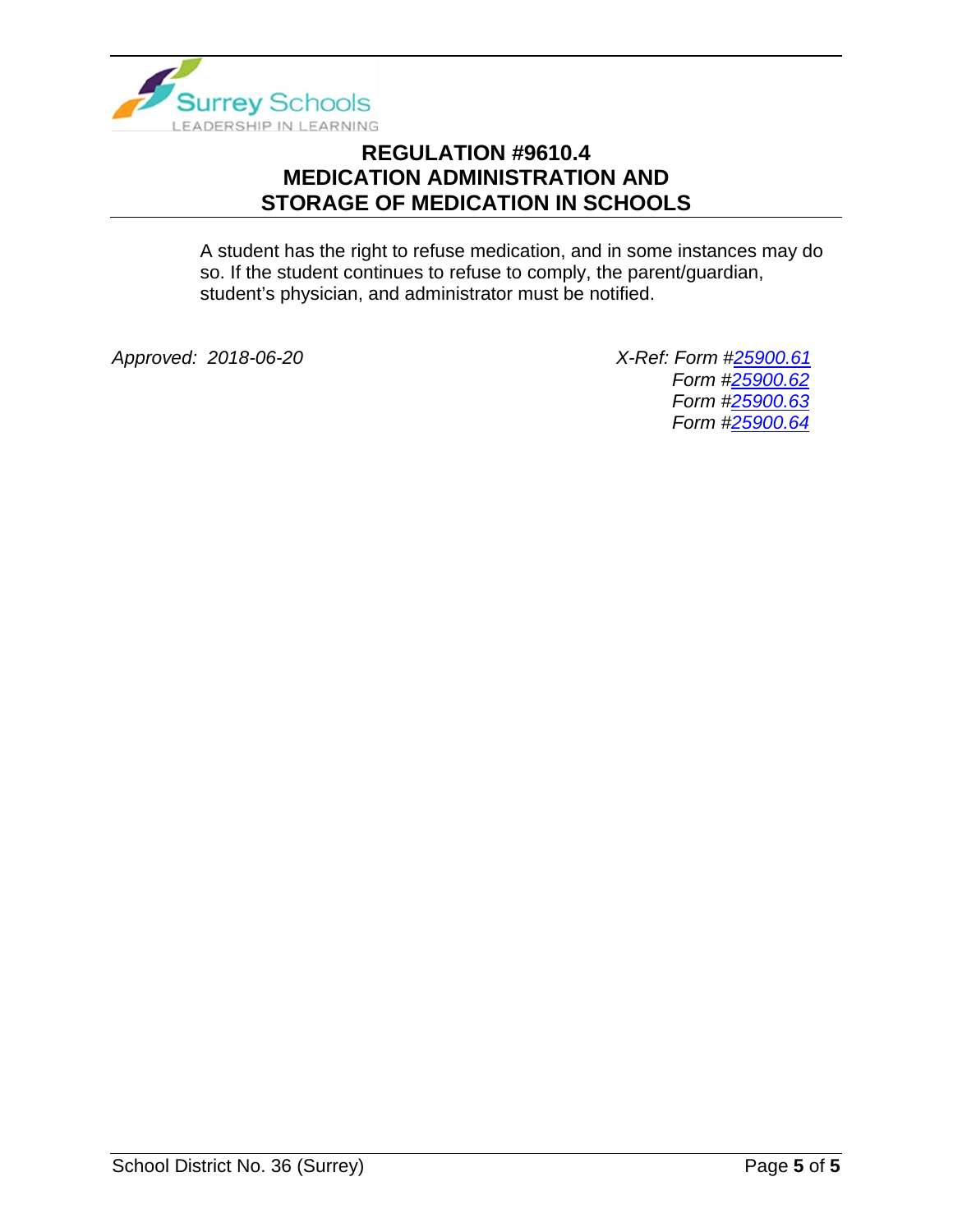A student has the right to refuse medication, and in some instances may do so. If the student continues to refuse to comply, the parent/guardian, student's physician, and administrator must be notified.

*Approved: 2018-06-20*

*X-Ref: Form #25900.61*
*Form #25900.62*
*Form #25900.63*
*Form #25900.64*